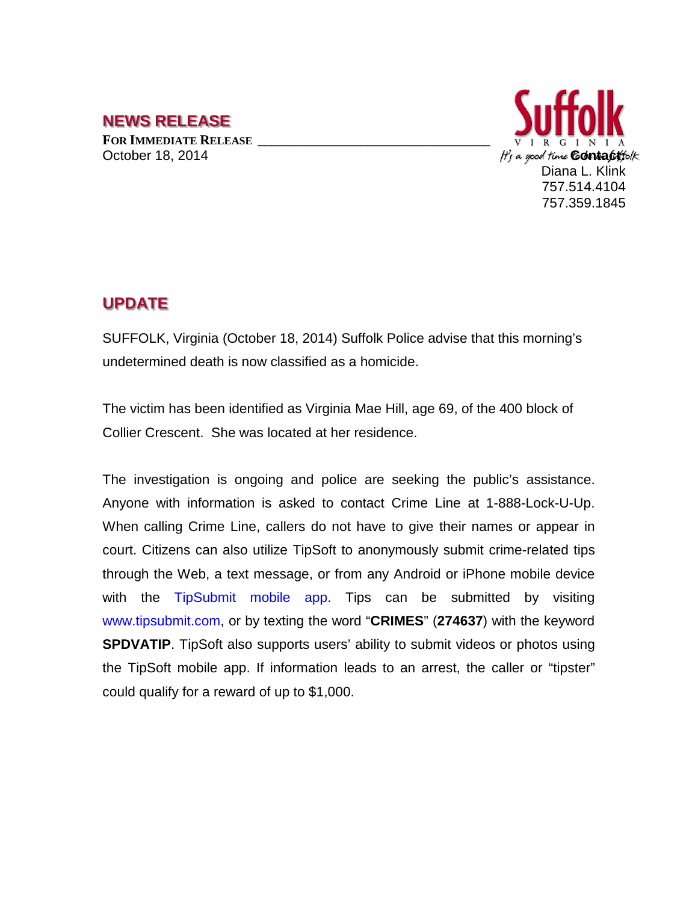## NEWS RELEASE

**FOR IMMEDIATE RELEASE**

October 18, 2014

Suffolk VIRGINIA

It's a good time for Suffolk

**Contact:**
Diana L. Klink
757.514.4104
757.359.1845

## UPDATE

SUFFOLK, Virginia (October 18, 2014) Suffolk Police advise that this morning's undetermined death is now classified as a homicide.

The victim has been identified as Virginia Mae Hill, age 69, of the 400 block of Collier Crescent. She was located at her residence.

The investigation is ongoing and police are seeking the public's assistance. Anyone with information is asked to contact Crime Line at 1-888-Lock-U-Up. When calling Crime Line, callers do not have to give their names or appear in court. Citizens can also utilize TipSoft to anonymously submit crime-related tips through the Web, a text message, or from any Android or iPhone mobile device with the TipSubmit mobile app. Tips can be submitted by visiting www.tipsubmit.com, or by texting the word "**CRIMES**" (**274637**) with the keyword **SPDVATIP**. TipSoft also supports users' ability to submit videos or photos using the TipSoft mobile app. If information leads to an arrest, the caller or "tipster" could qualify for a reward of up to $1,000.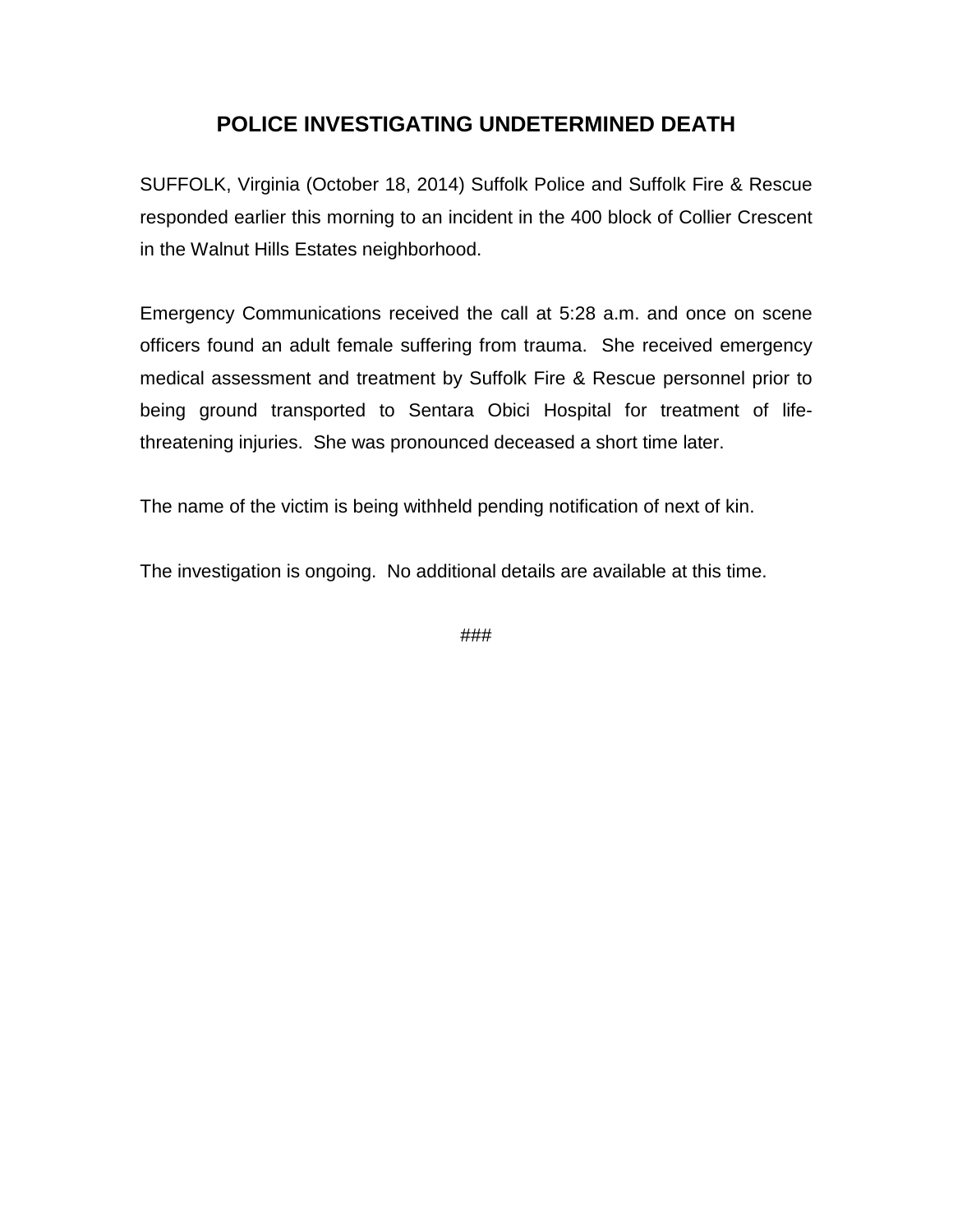# POLICE INVESTIGATING UNDETERMINED DEATH

SUFFOLK, Virginia (October 18, 2014) Suffolk Police and Suffolk Fire & Rescue responded earlier this morning to an incident in the 400 block of Collier Crescent in the Walnut Hills Estates neighborhood.

Emergency Communications received the call at 5:28 a.m. and once on scene officers found an adult female suffering from trauma. She received emergency medical assessment and treatment by Suffolk Fire & Rescue personnel prior to being ground transported to Sentara Obici Hospital for treatment of life-threatening injuries. She was pronounced deceased a short time later.

The name of the victim is being withheld pending notification of next of kin.

The investigation is ongoing. No additional details are available at this time.

###